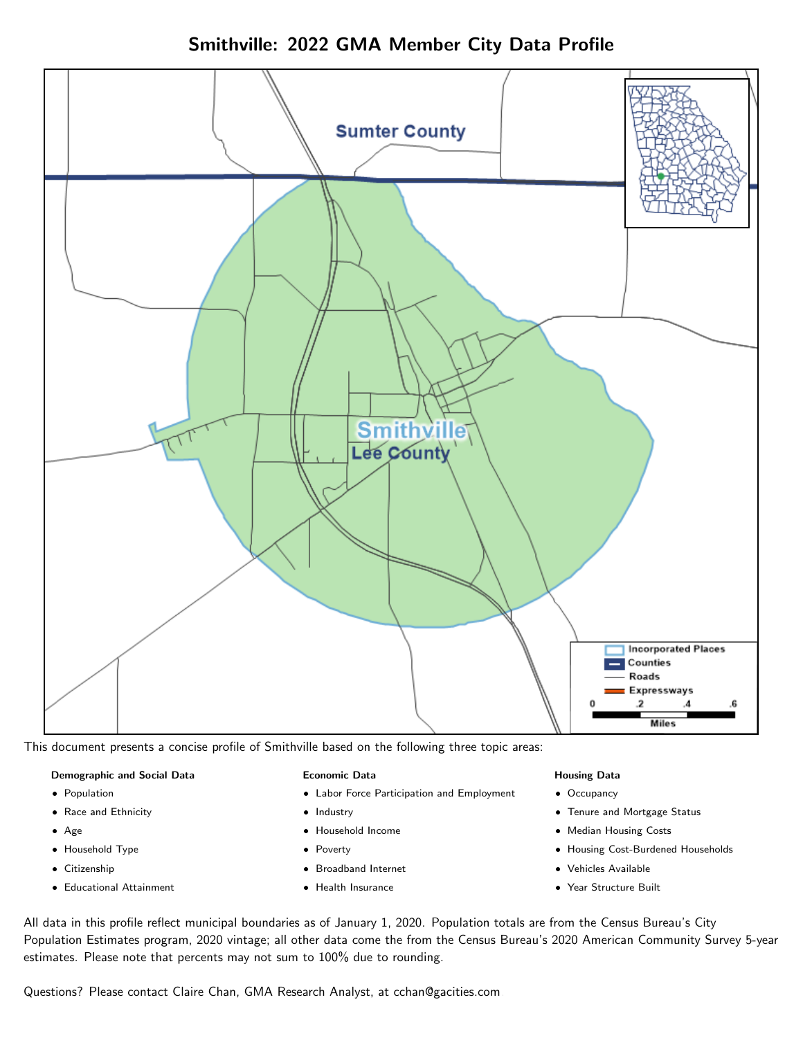# Smithville: 2022 GMA Member City Data Profile

This document presents a concise profile of Smithville based on the following three topic areas:

**Demographic and Social Data**

- Population
- Race and Ethnicity
- Age
- Household Type
- Citizenship
- Educational Attainment

**Economic Data**

- Labor Force Participation and Employment
- Industry
- Household Income
- Poverty
- Broadband Internet
- Health Insurance

**Housing Data**

- Occupancy
- Tenure and Mortgage Status
- Median Housing Costs
- Housing Cost-Burdened Households
- Vehicles Available
- Year Structure Built

All data in this profile reflect municipal boundaries as of January 1, 2020. Population totals are from the Census Bureau's City Population Estimates program, 2020 vintage; all other data come the from the Census Bureau's 2020 American Community Survey 5-year estimates. Please note that percents may not sum to 100% due to rounding.

Questions? Please contact Claire Chan, GMA Research Analyst, at cchan@gacities.com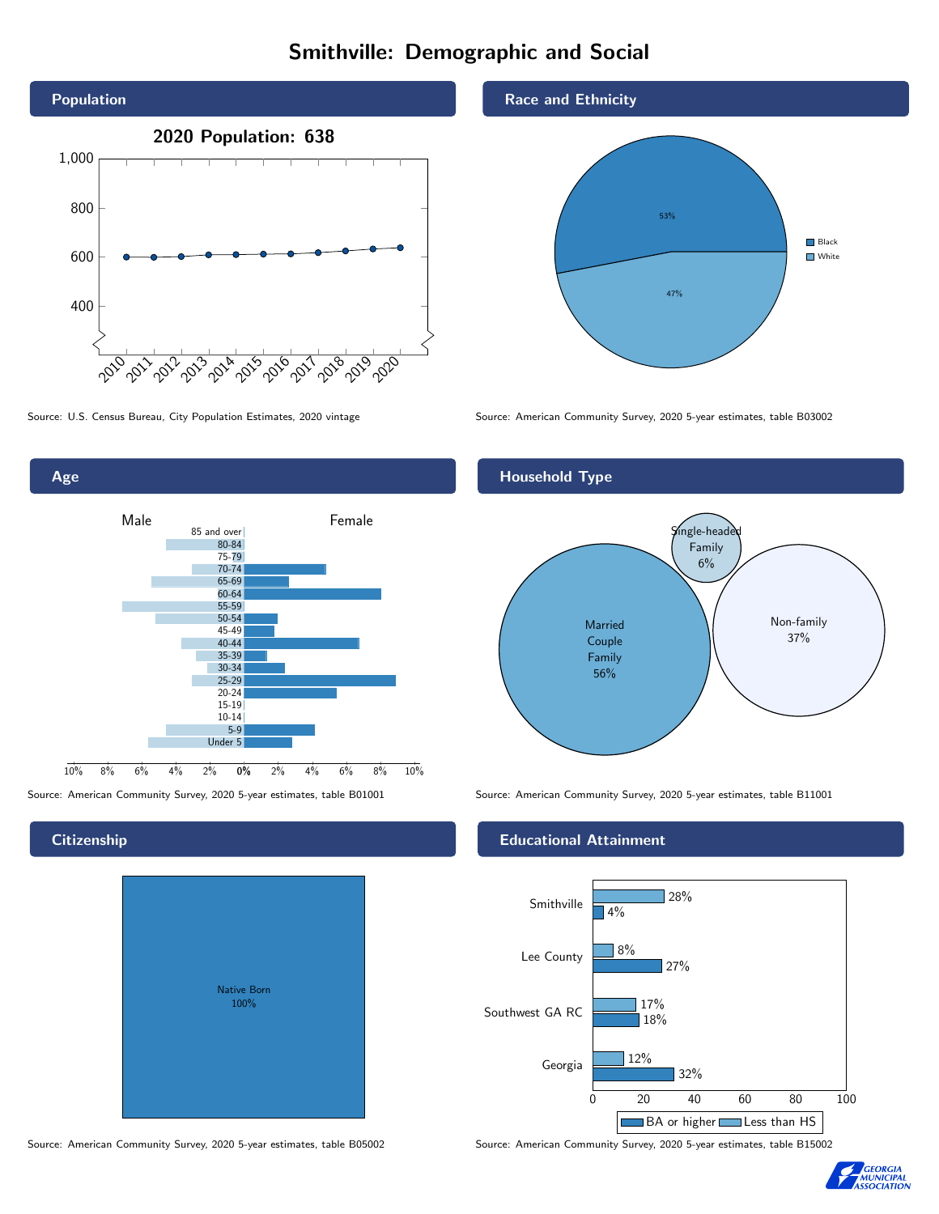# Smithville: Demographic and Social

## Population

**2020 Population: 638**

Source: U.S. Census Bureau, City Population Estimates, 2020 vintage

## Race and Ethnicity

| Race | Percent |
|---|---|
| Black | 53% |
| White | 47% |

Source: American Community Survey, 2020 5-year estimates, table B03002

## Age

Source: American Community Survey, 2020 5-year estimates, table B01001

## Household Type

| Household Type | Percent |
|---|---|
| Married Couple Family | 56% |
| Single-headed Family | 6% |
| Non-family | 37% |

Source: American Community Survey, 2020 5-year estimates, table B11001

## Citizenship

| Citizenship | Percent |
|---|---|
| Native Born | 100% |

Source: American Community Survey, 2020 5-year estimates, table B05002

## Educational Attainment

| Area | Less than HS | BA or higher |
|---|---|---|
| Smithville | 28% | 4% |
| Lee County | 8% | 27% |
| Southwest GA RC | 17% | 18% |
| Georgia | 12% | 32% |

Source: American Community Survey, 2020 5-year estimates, table B15002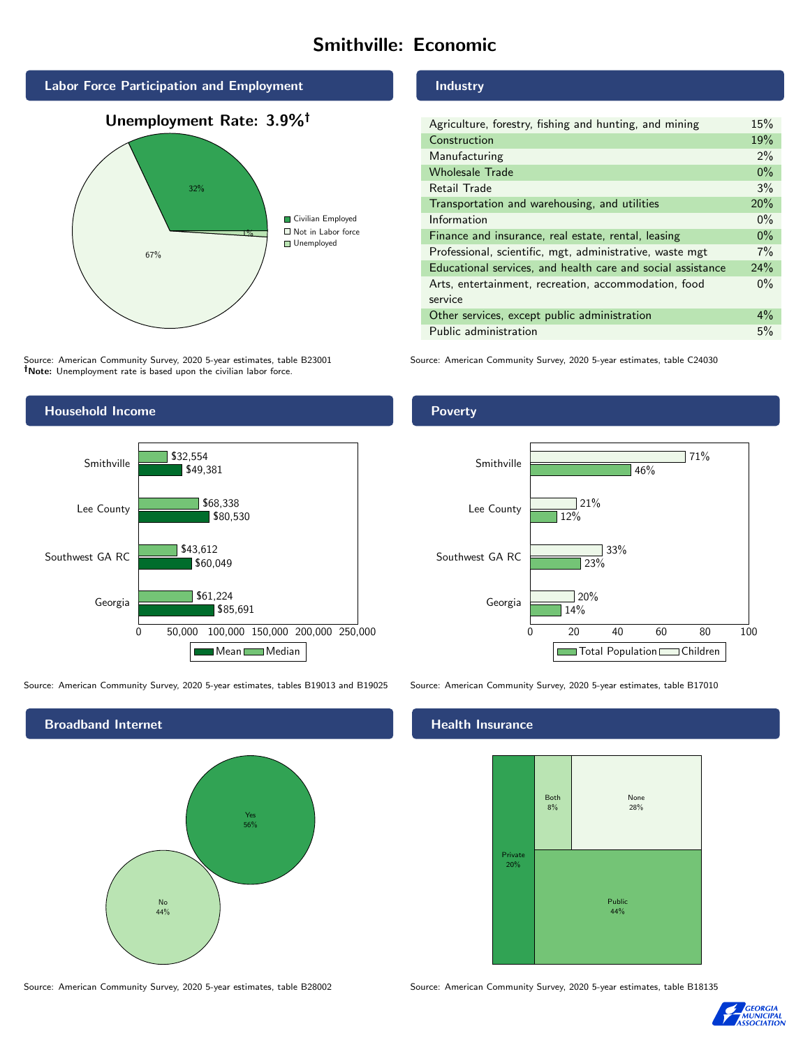# Smithville: Economic

## Labor Force Participation and Employment

**Unemployment Rate: 3.9%†**

| Category | Percent |
|---|---|
| Civilian Employed | 32% |
| Not in Labor force | 67% |
| Unemployed | 1% |

Source: American Community Survey, 2020 5-year estimates, table B23001
**†Note:** Unemployment rate is based upon the civilian labor force.

## Industry

| Industry | Percent |
|---|---|
| Agriculture, forestry, fishing and hunting, and mining | 15% |
| Construction | 19% |
| Manufacturing | 2% |
| Wholesale Trade | 0% |
| Retail Trade | 3% |
| Transportation and warehousing, and utilities | 20% |
| Information | 0% |
| Finance and insurance, real estate, rental, leasing | 0% |
| Professional, scientific, mgt, administrative, waste mgt | 7% |
| Educational services, and health care and social assistance | 24% |
| Arts, entertainment, recreation, accommodation, food service | 0% |
| Other services, except public administration | 4% |
| Public administration | 5% |

Source: American Community Survey, 2020 5-year estimates, table C24030

## Household Income

| Area | Median | Mean |
|---|---|---|
| Smithville | $32,554 | $49,381 |
| Lee County | $68,338 | $80,530 |
| Southwest GA RC | $43,612 | $60,049 |
| Georgia | $61,224 | $85,691 |

Source: American Community Survey, 2020 5-year estimates, tables B19013 and B19025

## Poverty

| Area | Children | Total Population |
|---|---|---|
| Smithville | 71% | 46% |
| Lee County | 21% | 12% |
| Southwest GA RC | 33% | 23% |
| Georgia | 20% | 14% |

Source: American Community Survey, 2020 5-year estimates, table B17010

## Broadband Internet

| Response | Percent |
|---|---|
| Yes | 56% |
| No | 44% |

Source: American Community Survey, 2020 5-year estimates, table B28002

## Health Insurance

| Type | Percent |
|---|---|
| Private | 20% |
| Both | 8% |
| None | 28% |
| Public | 44% |

Source: American Community Survey, 2020 5-year estimates, table B18135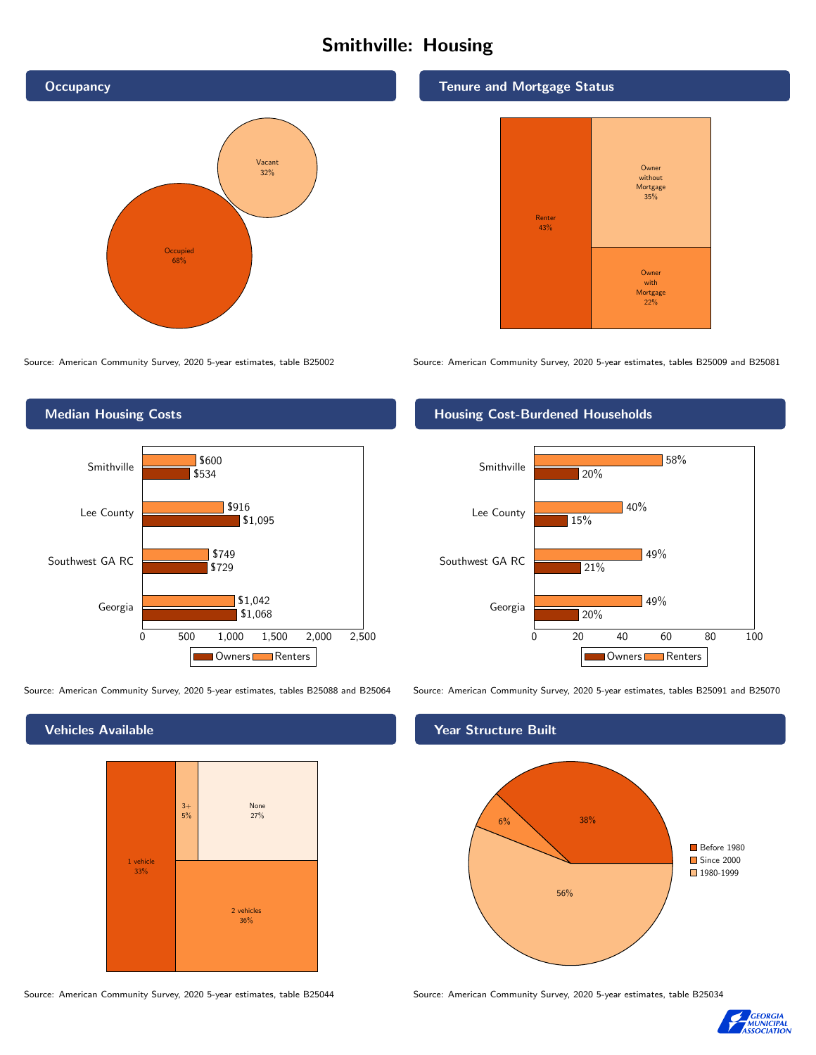# Smithville: Housing

## Occupancy

Vacant
32%

Occupied
68%

Source: American Community Survey, 2020 5-year estimates, table B25002

## Tenure and Mortgage Status

Renter
43%

Owner without Mortgage
35%

Owner with Mortgage
22%

Source: American Community Survey, 2020 5-year estimates, tables B25009 and B25081

## Median Housing Costs

Smithville
$600
$534

Lee County
$916
$1,095

Southwest GA RC
$749
$729

Georgia
$1,042
$1,068

0 500 1,000 1,500 2,000 2,500

Owners Renters

Source: American Community Survey, 2020 5-year estimates, tables B25088 and B25064

## Housing Cost-Burdened Households

Smithville
58%
20%

Lee County
40%
15%

Southwest GA RC
49%
21%

Georgia
49%
20%

0 20 40 60 80 100

Owners Renters

Source: American Community Survey, 2020 5-year estimates, tables B25091 and B25070

## Vehicles Available

1 vehicle
33%

3+
5%

None
27%

2 vehicles
36%

Source: American Community Survey, 2020 5-year estimates, table B25044

## Year Structure Built

38%

6%

56%

Before 1980
Since 2000
1980-1999

Source: American Community Survey, 2020 5-year estimates, table B25034

GEORGIA MUNICIPAL ASSOCIATION